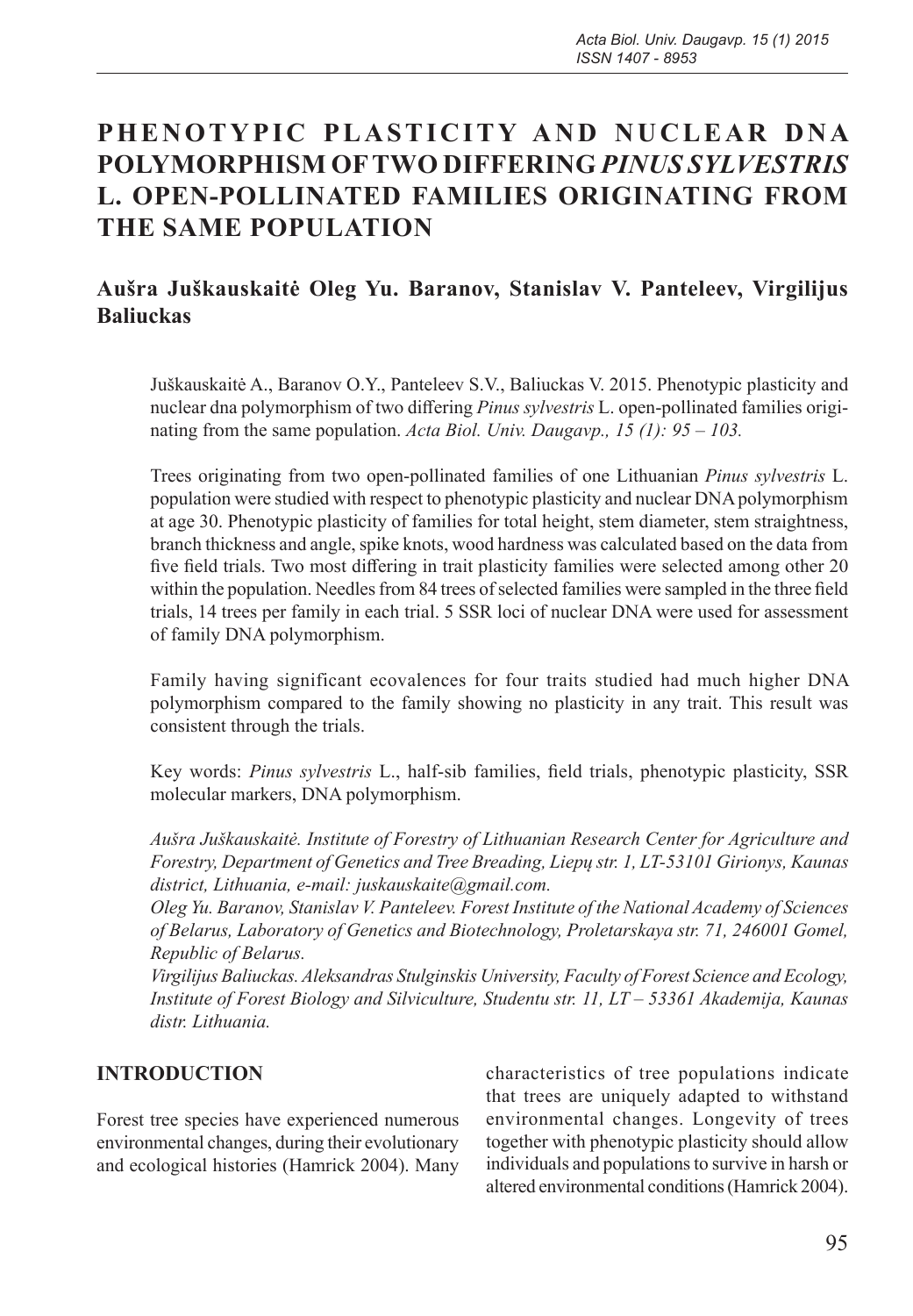# PHENOTYPIC PLASTICITY AND NUCLEAR DNA POLYMORPHISM OF TWO DIFFERING *PINUS SYLVESTRIS* L. OPEN-POLLINATED FAMILIES ORIGINATING FROM THE SAME POPULATION

## Aušra Juškauskaitė Oleg Yu. Baranov, Stanislav V. Panteleev, Virgilijus Baliuckas

Juškauskaitė A., Baranov O.Y., Panteleev S.V., Baliuckas V. 2015. Phenotypic plasticity and nuclear dna polymorphism of two differing *Pinus sylvestris* L. open-pollinated families originating from the same population. *Acta Biol. Univ. Daugavp., 15 (1): 95 – 103.*

Trees originating from two open-pollinated families of one Lithuanian *Pinus sylvestris* L. population were studied with respect to phenotypic plasticity and nuclear DNA polymorphism at age 30. Phenotypic plasticity of families for total height, stem diameter, stem straightness, branch thickness and angle, spike knots, wood hardness was calculated based on the data from five field trials. Two most differing in trait plasticity families were selected among other 20 within the population. Needles from 84 trees of selected families were sampled in the three field trials, 14 trees per family in each trial. 5 SSR loci of nuclear DNA were used for assessment of family DNA polymorphism.

Family having significant ecovalences for four traits studied had much higher DNA polymorphism compared to the family showing no plasticity in any trait. This result was consistent through the trials.

Key words: *Pinus sylvestris* L., half-sib families, field trials, phenotypic plasticity, SSR molecular markers, DNA polymorphism.

*Aušra Juškauskaitė. Institute of Forestry of Lithuanian Research Center for Agriculture and Forestry, Department of Genetics and Tree Breading, Liepų str. 1, LT-53101 Girionys, Kaunas district, Lithuania, e-mail: juskauskaite@gmail.com.*

*Oleg Yu. Baranov, Stanislav V. Panteleev. Forest Institute of the National Academy of Sciences of Belarus, Laboratory of Genetics and Biotechnology, Proletarskaya str. 71, 246001 Gomel, Republic of Belarus.*

*Virgilijus Baliuckas. Aleksandras Stulginskis University, Faculty of Forest Science and Ecology, Institute of Forest Biology and Silviculture, Studentu str. 11, LT – 53361 Akademija, Kaunas distr. Lithuania.*

## INTRODUCTION

Forest tree species have experienced numerous environmental changes, during their evolutionary and ecological histories (Hamrick 2004). Many characteristics of tree populations indicate that trees are uniquely adapted to withstand environmental changes. Longevity of trees together with phenotypic plasticity should allow individuals and populations to survive in harsh or altered environmental conditions (Hamrick 2004).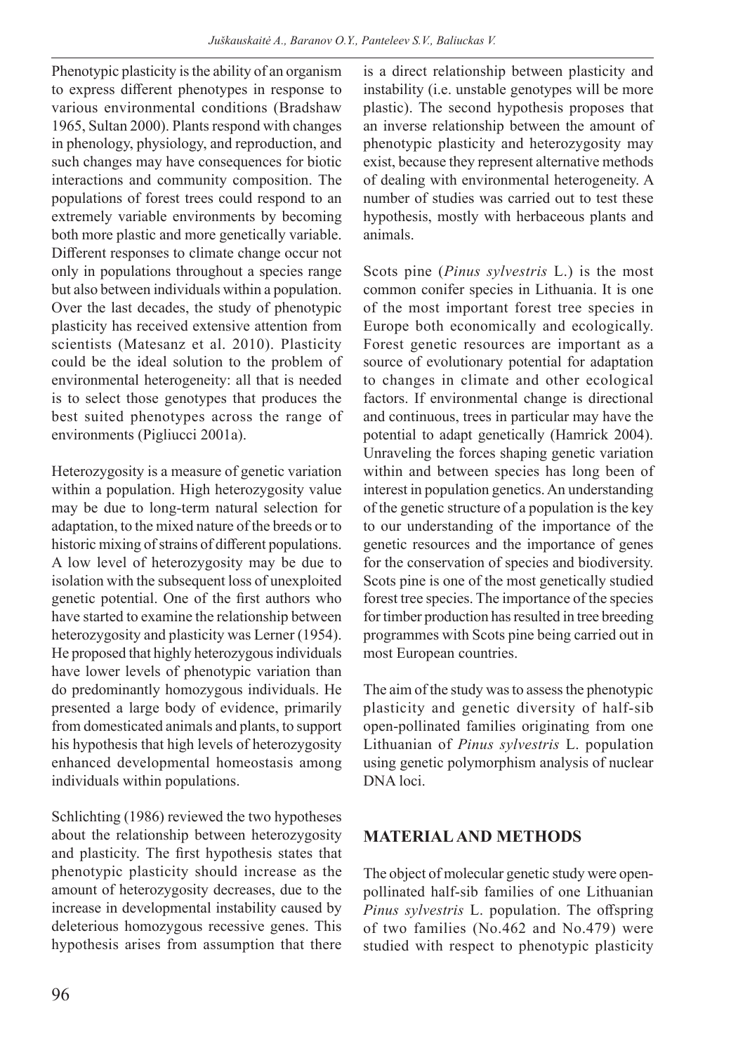Phenotypic plasticity is the ability of an organism to express different phenotypes in response to various environmental conditions (Bradshaw 1965, Sultan 2000). Plants respond with changes in phenology, physiology, and reproduction, and such changes may have consequences for biotic interactions and community composition. The populations of forest trees could respond to an extremely variable environments by becoming both more plastic and more genetically variable. Different responses to climate change occur not only in populations throughout a species range but also between individuals within a population. Over the last decades, the study of phenotypic plasticity has received extensive attention from scientists (Matesanz et al. 2010). Plasticity could be the ideal solution to the problem of environmental heterogeneity: all that is needed is to select those genotypes that produces the best suited phenotypes across the range of environments (Pigliucci 2001a).

Heterozygosity is a measure of genetic variation within a population. High heterozygosity value may be due to long-term natural selection for adaptation, to the mixed nature of the breeds or to historic mixing of strains of different populations. A low level of heterozygosity may be due to isolation with the subsequent loss of unexploited genetic potential. One of the first authors who have started to examine the relationship between heterozygosity and plasticity was Lerner (1954). He proposed that highly heterozygous individuals have lower levels of phenotypic variation than do predominantly homozygous individuals. He presented a large body of evidence, primarily from domesticated animals and plants, to support his hypothesis that high levels of heterozygosity enhanced developmental homeostasis among individuals within populations.

Schlichting (1986) reviewed the two hypotheses about the relationship between heterozygosity and plasticity. The first hypothesis states that phenotypic plasticity should increase as the amount of heterozygosity decreases, due to the increase in developmental instability caused by deleterious homozygous recessive genes. This hypothesis arises from assumption that there is a direct relationship between plasticity and instability (i.e. unstable genotypes will be more plastic). The second hypothesis proposes that an inverse relationship between the amount of phenotypic plasticity and heterozygosity may exist, because they represent alternative methods of dealing with environmental heterogeneity. A number of studies was carried out to test these hypothesis, mostly with herbaceous plants and animals.

Scots pine (*Pinus sylvestris* L.) is the most common conifer species in Lithuania. It is one of the most important forest tree species in Europe both economically and ecologically. Forest genetic resources are important as a source of evolutionary potential for adaptation to changes in climate and other ecological factors. If environmental change is directional and continuous, trees in particular may have the potential to adapt genetically (Hamrick 2004). Unraveling the forces shaping genetic variation within and between species has long been of interest in population genetics. An understanding of the genetic structure of a population is the key to our understanding of the importance of the genetic resources and the importance of genes for the conservation of species and biodiversity. Scots pine is one of the most genetically studied forest tree species. The importance of the species for timber production has resulted in tree breeding programmes with Scots pine being carried out in most European countries.

The aim of the study was to assess the phenotypic plasticity and genetic diversity of half-sib open-pollinated families originating from one Lithuanian of *Pinus sylvestris* L. population using genetic polymorphism analysis of nuclear DNA loci.

## MATERIAL AND METHODS

The object of molecular genetic study were open-pollinated half-sib families of one Lithuanian *Pinus sylvestris* L. population. The offspring of two families (No.462 and No.479) were studied with respect to phenotypic plasticity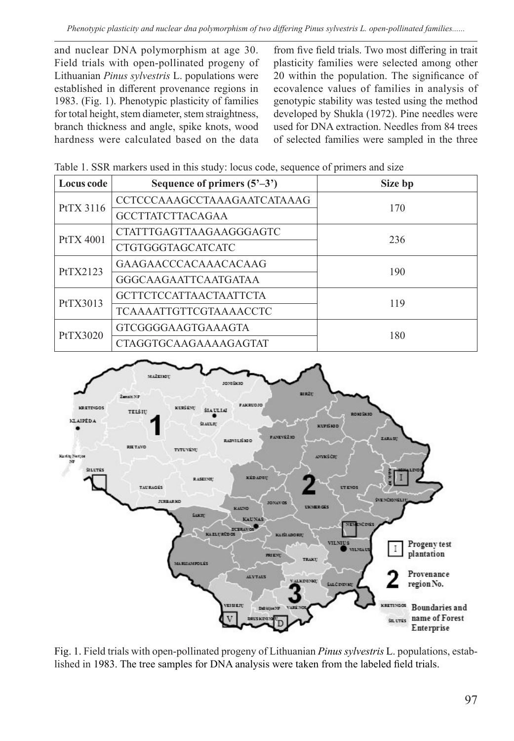and nuclear DNA polymorphism at age 30. Field trials with open-pollinated progeny of Lithuanian *Pinus sylvestris* L. populations were established in different provenance regions in 1983. (Fig. 1). Phenotypic plasticity of families for total height, stem diameter, stem straightness, branch thickness and angle, spike knots, wood hardness were calculated based on the data from five field trials. Two most differing in trait plasticity families were selected among other 20 within the population. The significance of ecovalence values of families in analysis of genotypic stability was tested using the method developed by Shukla (1972). Pine needles were used for DNA extraction. Needles from 84 trees of selected families were sampled in the three

Table 1. SSR markers used in this study: locus code, sequence of primers and size

| Locus code | Sequence of primers (5'–3') | Size bp |
|---|---|---|
| PtTX 3116 | CCTCCCAAAGCCTAAAGAATCATAAAG | 170 |
| | GCCTTATCTTACAGAA | |
| PtTX 4001 | CTATTTGAGTTAAGAAGGGAGTC | 236 |
| | CTGTGGGTAGCATCATC | |
| PtTX2123 | GAAGAACCCACAAACACAAG | 190 |
| | GGGCAAGAATTCAATGATAA | |
| PtTX3013 | GCTTCTCCATTAACTAATTCTA | 119 |
| | TCAAAATTGTTCGTAAAACCTC | |
| PtTX3020 | GTCGGGGAAGTGAAAGTA | 180 |
| | CTAGGTGCAAGAAAAGAGTAT | |

Fig. 1. Field trials with open-pollinated progeny of Lithuanian *Pinus sylvestris* L. populations, established in 1983. The tree samples for DNA analysis were taken from the labeled field trials.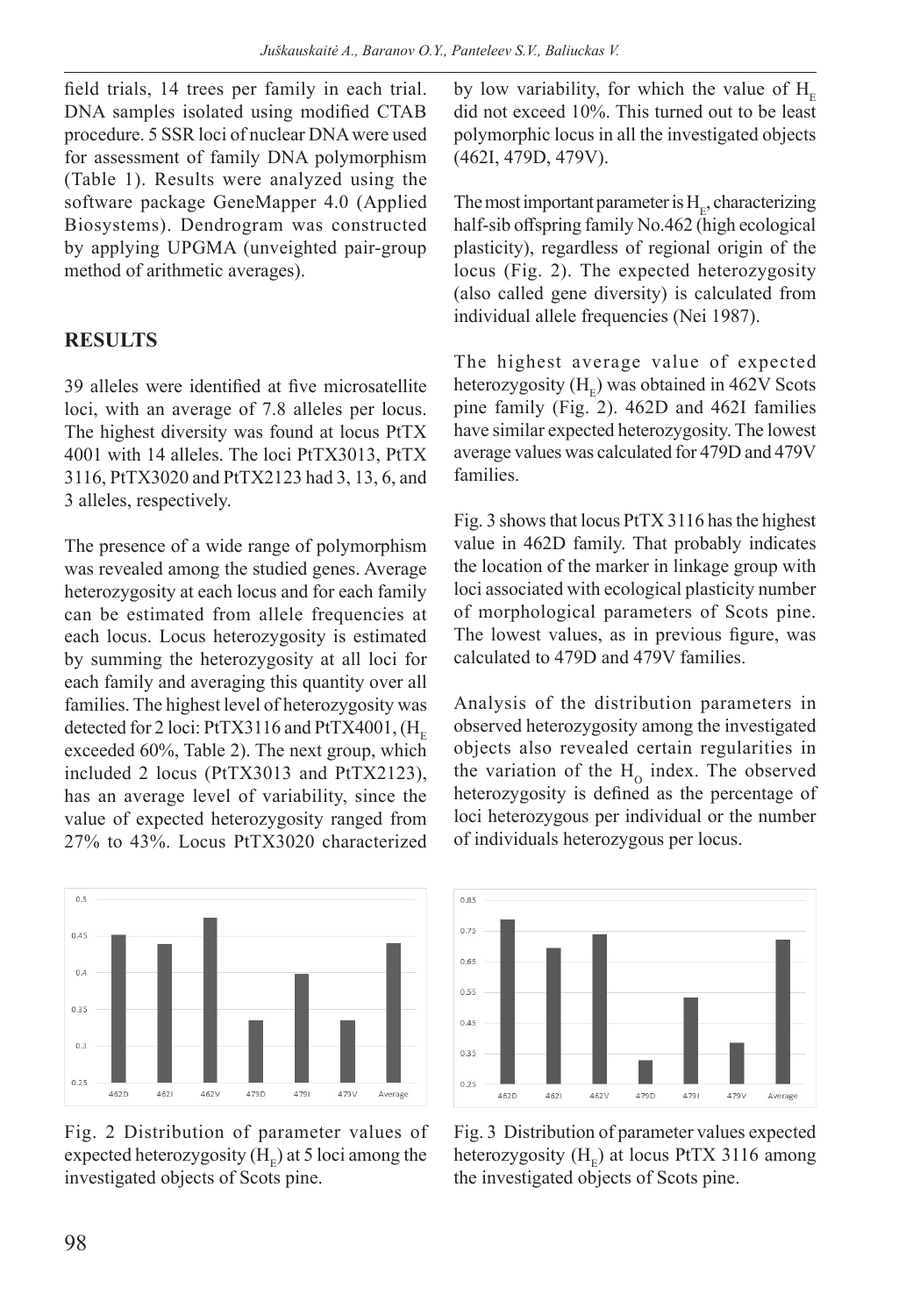field trials, 14 trees per family in each trial. DNA samples isolated using modified CTAB procedure. 5 SSR loci of nuclear DNA were used for assessment of family DNA polymorphism (Table 1). Results were analyzed using the software package GeneMapper 4.0 (Applied Biosystems). Dendrogram was constructed by applying UPGMA (unveighted pair-group method of arithmetic averages).

## RESULTS

39 alleles were identified at five microsatellite loci, with an average of 7.8 alleles per locus. The highest diversity was found at locus PtTX 4001 with 14 alleles. The loci PtTX3013, PtTX 3116, PtTX3020 and PtTX2123 had 3, 13, 6, and 3 alleles, respectively.

The presence of a wide range of polymorphism was revealed among the studied genes. Average heterozygosity at each locus and for each family can be estimated from allele frequencies at each locus. Locus heterozygosity is estimated by summing the heterozygosity at all loci for each family and averaging this quantity over all families. The highest level of heterozygosity was detected for 2 loci: PtTX3116 and PtTX4001, ($H_E$ exceeded 60%, Table 2). The next group, which included 2 locus (PtTX3013 and PtTX2123), has an average level of variability, since the value of expected heterozygosity ranged from 27% to 43%. Locus PtTX3020 characterized by low variability, for which the value of $H_E$ did not exceed 10%. This turned out to be least polymorphic locus in all the investigated objects (462I, 479D, 479V).

The most important parameter is $H_E$, characterizing half-sib offspring family No.462 (high ecological plasticity), regardless of regional origin of the locus (Fig. 2). The expected heterozygosity (also called gene diversity) is calculated from individual allele frequencies (Nei 1987).

The highest average value of expected heterozygosity ($H_E$) was obtained in 462V Scots pine family (Fig. 2). 462D and 462I families have similar expected heterozygosity. The lowest average values was calculated for 479D and 479V families.

Fig. 3 shows that locus PtTX 3116 has the highest value in 462D family. That probably indicates the location of the marker in linkage group with loci associated with ecological plasticity number of morphological parameters of Scots pine. The lowest values, as in previous figure, was calculated to 479D and 479V families.

Analysis of the distribution parameters in observed heterozygosity among the investigated objects also revealed certain regularities in the variation of the $H_O$ index. The observed heterozygosity is defined as the percentage of loci heterozygous per individual or the number of individuals heterozygous per locus.

Fig. 2 Distribution of parameter values of expected heterozygosity ($H_E$) at 5 loci among the investigated objects of Scots pine.

Fig. 3 Distribution of parameter values expected heterozygosity ($H_E$) at locus PtTX 3116 among the investigated objects of Scots pine.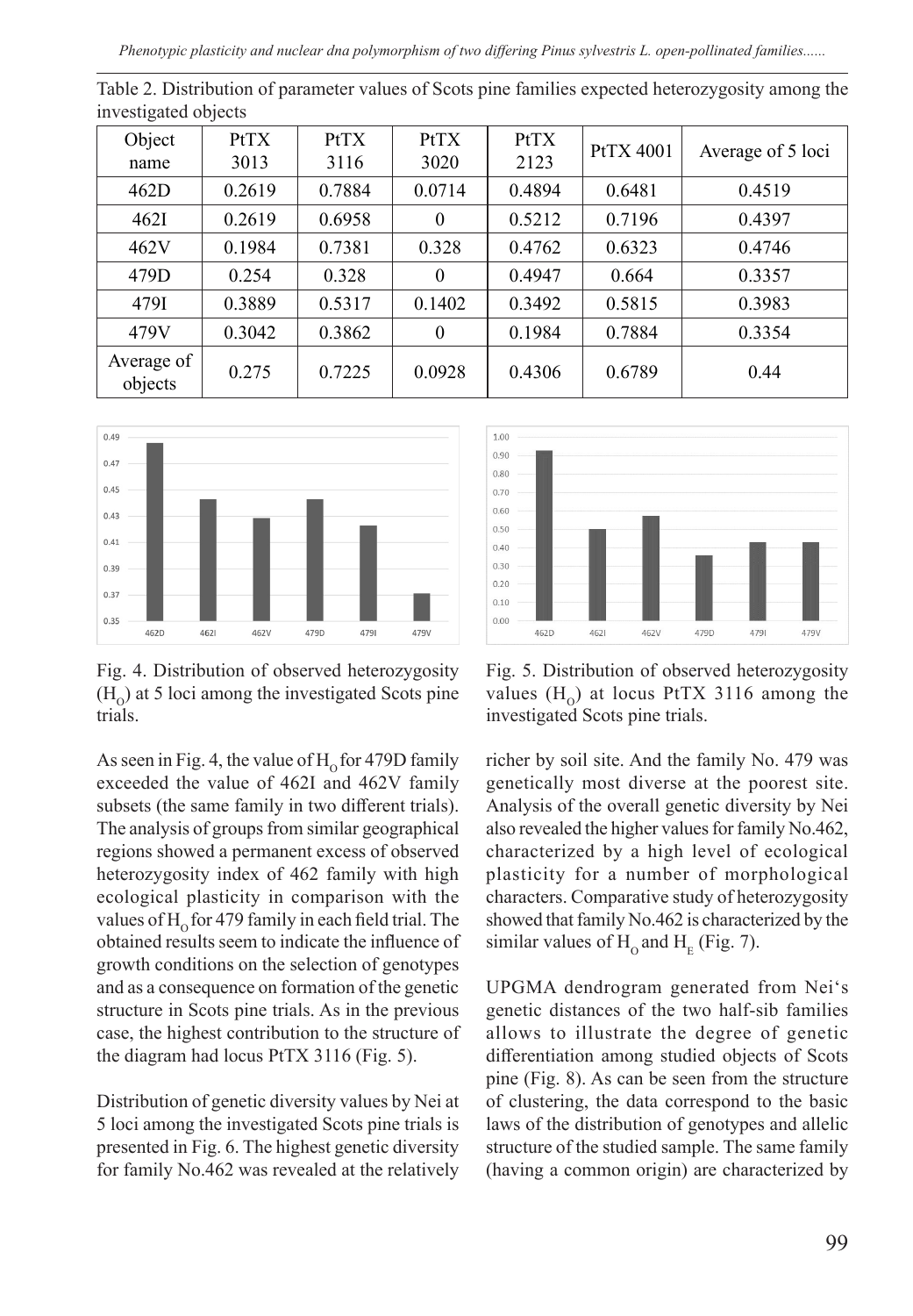Table 2. Distribution of parameter values of Scots pine families expected heterozygosity among the investigated objects

| Object name | PtTX 3013 | PtTX 3116 | PtTX 3020 | PtTX 2123 | PtTX 4001 | Average of 5 loci |
|---|---|---|---|---|---|---|
| 462D | 0.2619 | 0.7884 | 0.0714 | 0.4894 | 0.6481 | 0.4519 |
| 462I | 0.2619 | 0.6958 | 0 | 0.5212 | 0.7196 | 0.4397 |
| 462V | 0.1984 | 0.7381 | 0.328 | 0.4762 | 0.6323 | 0.4746 |
| 479D | 0.254 | 0.328 | 0 | 0.4947 | 0.664 | 0.3357 |
| 479I | 0.3889 | 0.5317 | 0.1402 | 0.3492 | 0.5815 | 0.3983 |
| 479V | 0.3042 | 0.3862 | 0 | 0.1984 | 0.7884 | 0.3354 |
| Average of objects | 0.275 | 0.7225 | 0.0928 | 0.4306 | 0.6789 | 0.44 |

Fig. 4. Distribution of observed heterozygosity ($H_O$) at 5 loci among the investigated Scots pine trials.

Fig. 5. Distribution of observed heterozygosity values ($H_O$) at locus PtTX 3116 among the investigated Scots pine trials.

As seen in Fig. 4, the value of $H_O$ for 479D family exceeded the value of 462I and 462V family subsets (the same family in two different trials). The analysis of groups from similar geographical regions showed a permanent excess of observed heterozygosity index of 462 family with high ecological plasticity in comparison with the values of $H_O$ for 479 family in each field trial. The obtained results seem to indicate the influence of growth conditions on the selection of genotypes and as a consequence on formation of the genetic structure in Scots pine trials. As in the previous case, the highest contribution to the structure of the diagram had locus PtTX 3116 (Fig. 5).

Distribution of genetic diversity values by Nei at 5 loci among the investigated Scots pine trials is presented in Fig. 6. The highest genetic diversity for family No.462 was revealed at the relatively richer by soil site. And the family No. 479 was genetically most diverse at the poorest site. Analysis of the overall genetic diversity by Nei also revealed the higher values for family No.462, characterized by a high level of ecological plasticity for a number of morphological characters. Comparative study of heterozygosity showed that family No.462 is characterized by the similar values of $H_O$ and $H_E$ (Fig. 7).

UPGMA dendrogram generated from Nei's genetic distances of the two half-sib families allows to illustrate the degree of genetic differentiation among studied objects of Scots pine (Fig. 8). As can be seen from the structure of clustering, the data correspond to the basic laws of the distribution of genotypes and allelic structure of the studied sample. The same family (having a common origin) are characterized by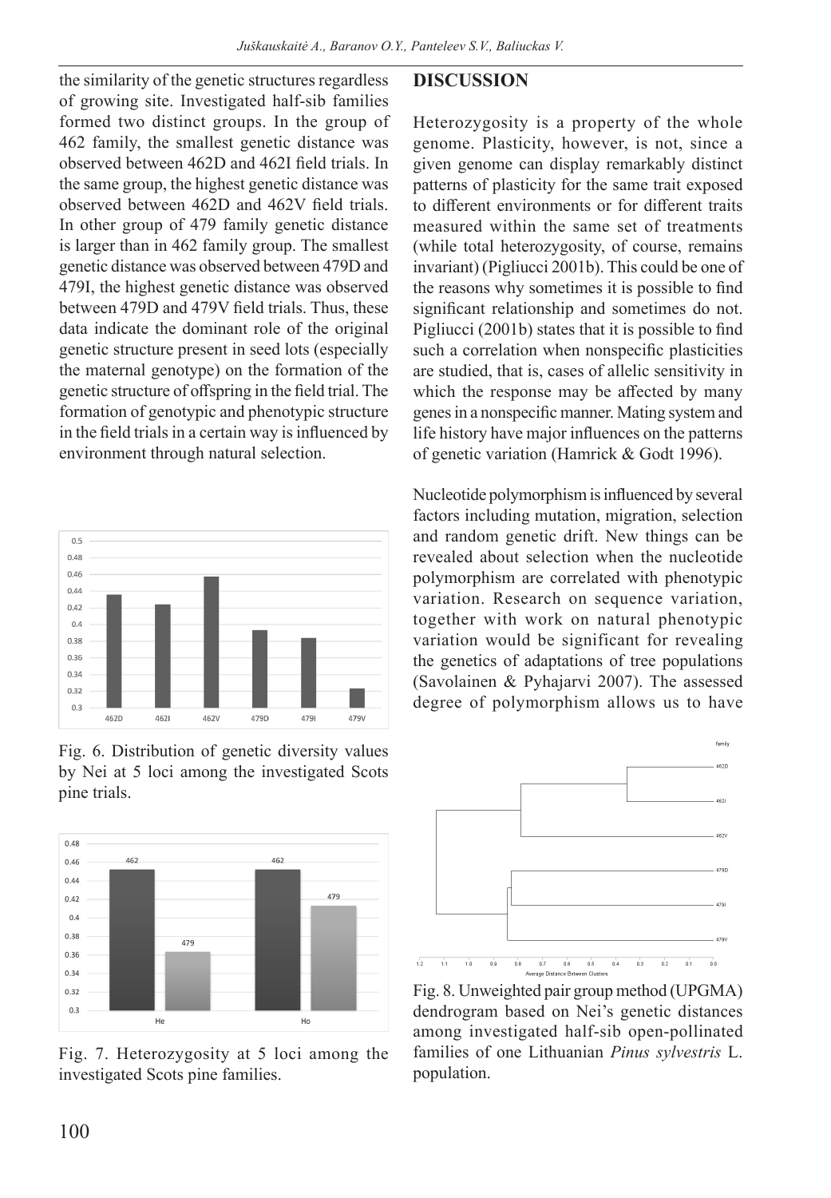the similarity of the genetic structures regardless of growing site. Investigated half-sib families formed two distinct groups. In the group of 462 family, the smallest genetic distance was observed between 462D and 462I field trials. In the same group, the highest genetic distance was observed between 462D and 462V field trials. In other group of 479 family genetic distance is larger than in 462 family group. The smallest genetic distance was observed between 479D and 479I, the highest genetic distance was observed between 479D and 479V field trials. Thus, these data indicate the dominant role of the original genetic structure present in seed lots (especially the maternal genotype) on the formation of the genetic structure of offspring in the field trial. The formation of genotypic and phenotypic structure in the field trials in a certain way is influenced by environment through natural selection.

Fig. 6. Distribution of genetic diversity values by Nei at 5 loci among the investigated Scots pine trials.

Fig. 7. Heterozygosity at 5 loci among the investigated Scots pine families.

## DISCUSSION

Heterozygosity is a property of the whole genome. Plasticity, however, is not, since a given genome can display remarkably distinct patterns of plasticity for the same trait exposed to different environments or for different traits measured within the same set of treatments (while total heterozygosity, of course, remains invariant) (Pigliucci 2001b). This could be one of the reasons why sometimes it is possible to find significant relationship and sometimes do not. Pigliucci (2001b) states that it is possible to find such a correlation when nonspecific plasticities are studied, that is, cases of allelic sensitivity in which the response may be affected by many genes in a nonspecific manner. Mating system and life history have major influences on the patterns of genetic variation (Hamrick & Godt 1996).

Nucleotide polymorphism is influenced by several factors including mutation, migration, selection and random genetic drift. New things can be revealed about selection when the nucleotide polymorphism are correlated with phenotypic variation. Research on sequence variation, together with work on natural phenotypic variation would be significant for revealing the genetics of adaptations of tree populations (Savolainen & Pyhajarvi 2007). The assessed degree of polymorphism allows us to have

Fig. 8. Unweighted pair group method (UPGMA) dendrogram based on Nei's genetic distances among investigated half-sib open-pollinated families of one Lithuanian *Pinus sylvestris* L. population.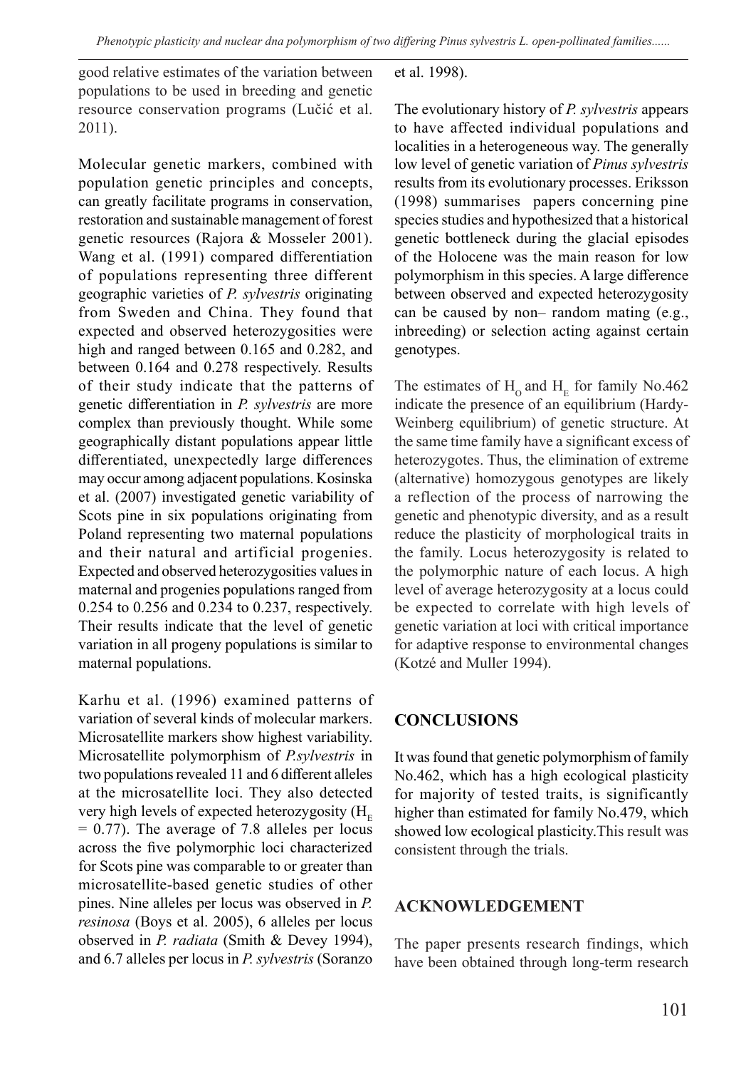good relative estimates of the variation between populations to be used in breeding and genetic resource conservation programs (Lučić et al. 2011).

Molecular genetic markers, combined with population genetic principles and concepts, can greatly facilitate programs in conservation, restoration and sustainable management of forest genetic resources (Rajora & Mosseler 2001). Wang et al. (1991) compared differentiation of populations representing three different geographic varieties of *P. sylvestris* originating from Sweden and China. They found that expected and observed heterozygosities were high and ranged between 0.165 and 0.282, and between 0.164 and 0.278 respectively. Results of their study indicate that the patterns of genetic differentiation in *P. sylvestris* are more complex than previously thought. While some geographically distant populations appear little differentiated, unexpectedly large differences may occur among adjacent populations. Kosinska et al. (2007) investigated genetic variability of Scots pine in six populations originating from Poland representing two maternal populations and their natural and artificial progenies. Expected and observed heterozygosities values in maternal and progenies populations ranged from 0.254 to 0.256 and 0.234 to 0.237, respectively. Their results indicate that the level of genetic variation in all progeny populations is similar to maternal populations.

Karhu et al. (1996) examined patterns of variation of several kinds of molecular markers. Microsatellite markers show highest variability. Microsatellite polymorphism of *P.sylvestris* in two populations revealed 11 and 6 different alleles at the microsatellite loci. They also detected very high levels of expected heterozygosity ($H_E$ = 0.77). The average of 7.8 alleles per locus across the five polymorphic loci characterized for Scots pine was comparable to or greater than microsatellite-based genetic studies of other pines. Nine alleles per locus was observed in *P. resinosa* (Boys et al. 2005), 6 alleles per locus observed in *P. radiata* (Smith & Devey 1994), and 6.7 alleles per locus in *P. sylvestris* (Soranzo et al. 1998).

The evolutionary history of *P. sylvestris* appears to have affected individual populations and localities in a heterogeneous way. The generally low level of genetic variation of *Pinus sylvestris* results from its evolutionary processes. Eriksson (1998) summarises papers concerning pine species studies and hypothesized that a historical genetic bottleneck during the glacial episodes of the Holocene was the main reason for low polymorphism in this species. A large difference between observed and expected heterozygosity can be caused by non– random mating (e.g., inbreeding) or selection acting against certain genotypes.

The estimates of $H_O$ and $H_E$ for family No.462 indicate the presence of an equilibrium (Hardy-Weinberg equilibrium) of genetic structure. At the same time family have a significant excess of heterozygotes. Thus, the elimination of extreme (alternative) homozygous genotypes are likely a reflection of the process of narrowing the genetic and phenotypic diversity, and as a result reduce the plasticity of morphological traits in the family. Locus heterozygosity is related to the polymorphic nature of each locus. A high level of average heterozygosity at a locus could be expected to correlate with high levels of genetic variation at loci with critical importance for adaptive response to environmental changes (Kotzé and Muller 1994).

## CONCLUSIONS

It was found that genetic polymorphism of family No.462, which has a high ecological plasticity for majority of tested traits, is significantly higher than estimated for family No.479, which showed low ecological plasticity.This result was consistent through the trials.

## ACKNOWLEDGEMENT

The paper presents research findings, which have been obtained through long-term research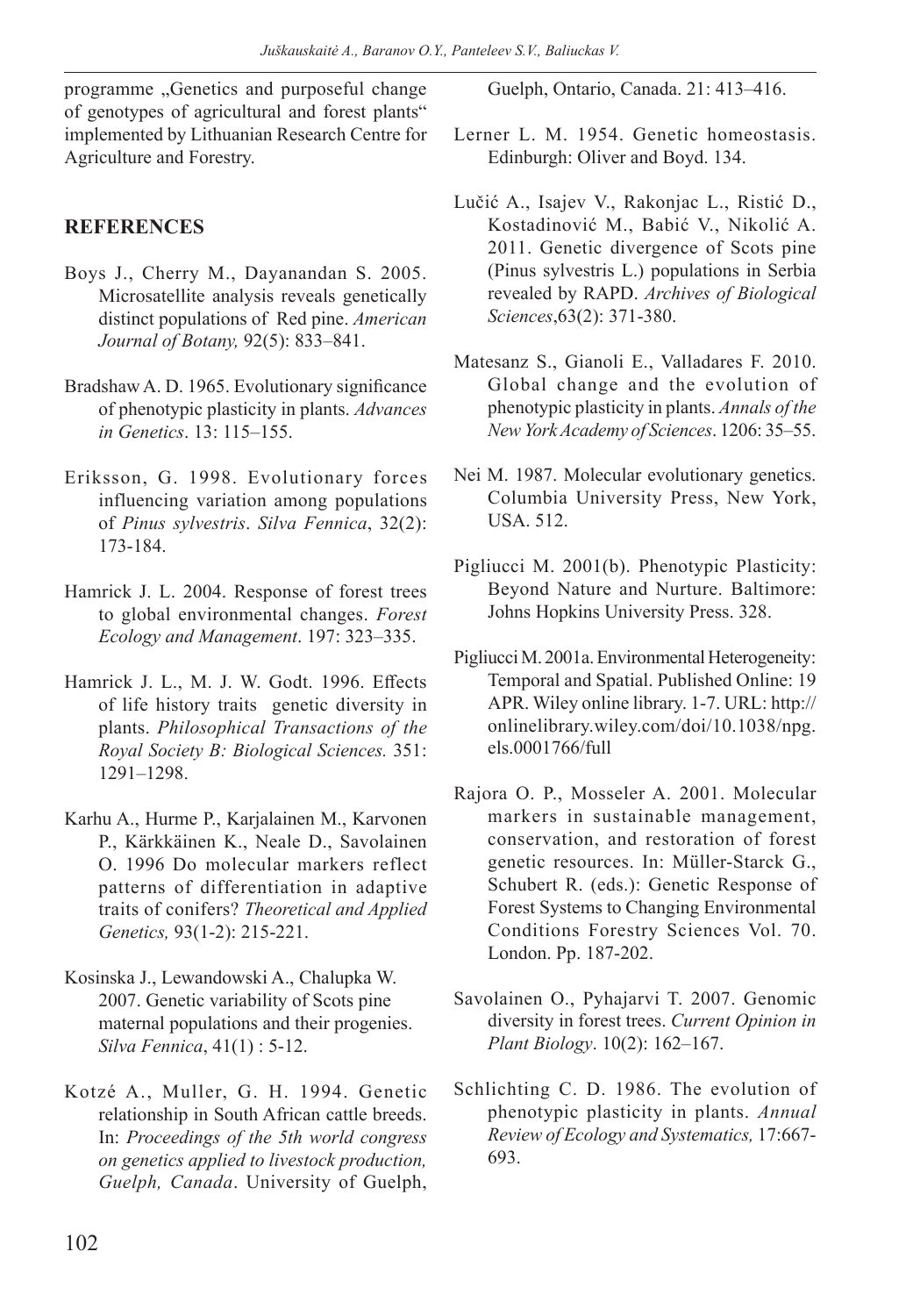programme „Genetics and purposeful change of genotypes of agricultural and forest plants" implemented by Lithuanian Research Centre for Agriculture and Forestry.

## REFERENCES

Boys J., Cherry M., Dayanandan S. 2005. Microsatellite analysis reveals genetically distinct populations of Red pine. *American Journal of Botany,* 92(5): 833–841.

Bradshaw A. D. 1965. Evolutionary significance of phenotypic plasticity in plants. *Advances in Genetics*. 13: 115–155.

Eriksson, G. 1998. Evolutionary forces influencing variation among populations of *Pinus sylvestris*. *Silva Fennica*, 32(2): 173-184.

Hamrick J. L. 2004. Response of forest trees to global environmental changes. *Forest Ecology and Management*. 197: 323–335.

Hamrick J. L., M. J. W. Godt. 1996. Effects of life history traits genetic diversity in plants. *Philosophical Transactions of the Royal Society B: Biological Sciences.* 351: 1291–1298.

Karhu A., Hurme P., Karjalainen M., Karvonen P., Kärkkäinen K., Neale D., Savolainen O. 1996 Do molecular markers reflect patterns of differentiation in adaptive traits of conifers? *Theoretical and Applied Genetics,* 93(1-2): 215-221.

Kosinska J., Lewandowski A., Chalupka W. 2007. Genetic variability of Scots pine maternal populations and their progenies. *Silva Fennica*, 41(1) : 5-12.

Kotzé A., Muller, G. H. 1994. Genetic relationship in South African cattle breeds. In: *Proceedings of the 5th world congress on genetics applied to livestock production, Guelph, Canada*. University of Guelph, Guelph, Ontario, Canada. 21: 413–416.

Lerner L. M. 1954. Genetic homeostasis. Edinburgh: Oliver and Boyd. 134.

Lučić A., Isajev V., Rakonjac L., Ristić D., Kostadinović M., Babić V., Nikolić A. 2011. Genetic divergence of Scots pine (Pinus sylvestris L.) populations in Serbia revealed by RAPD. *Archives of Biological Sciences*,63(2): 371-380.

Matesanz S., Gianoli E., Valladares F. 2010. Global change and the evolution of phenotypic plasticity in plants. *Annals of the New York Academy of Sciences*. 1206: 35–55.

Nei M. 1987. Molecular evolutionary genetics. Columbia University Press, New York, USA. 512.

Pigliucci M. 2001(b). Phenotypic Plasticity: Beyond Nature and Nurture. Baltimore: Johns Hopkins University Press. 328.

Pigliucci M. 2001a. Environmental Heterogeneity: Temporal and Spatial. Published Online: 19 APR. Wiley online library. 1-7. URL: http://onlinelibrary.wiley.com/doi/10.1038/npg.els.0001766/full

Rajora O. P., Mosseler A. 2001. Molecular markers in sustainable management, conservation, and restoration of forest genetic resources. In: Müller-Starck G., Schubert R. (eds.): Genetic Response of Forest Systems to Changing Environmental Conditions Forestry Sciences Vol. 70. London. Pp. 187-202.

Savolainen O., Pyhajarvi T. 2007. Genomic diversity in forest trees. *Current Opinion in Plant Biology*. 10(2): 162–167.

Schlichting C. D. 1986. The evolution of phenotypic plasticity in plants. *Annual Review of Ecology and Systematics,* 17:667-693.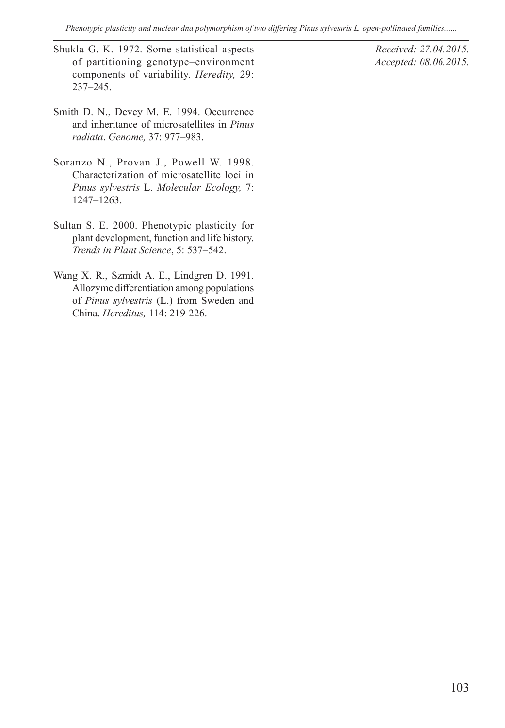Shukla G. K. 1972. Some statistical aspects of partitioning genotype–environment components of variability. *Heredity,* 29: 237–245.

Smith D. N., Devey M. E. 1994. Occurrence and inheritance of microsatellites in *Pinus radiata*. *Genome,* 37: 977–983.

Soranzo N., Provan J., Powell W. 1998. Characterization of microsatellite loci in *Pinus sylvestris* L. *Molecular Ecology,* 7: 1247–1263.

Sultan S. E. 2000. Phenotypic plasticity for plant development, function and life history. *Trends in Plant Science*, 5: 537–542.

Wang X. R., Szmidt A. E., Lindgren D. 1991. Allozyme differentiation among populations of *Pinus sylvestris* (L.) from Sweden and China. *Hereditus,* 114: 219-226.

*Received: 27.04.2015.*
*Accepted: 08.06.2015.*